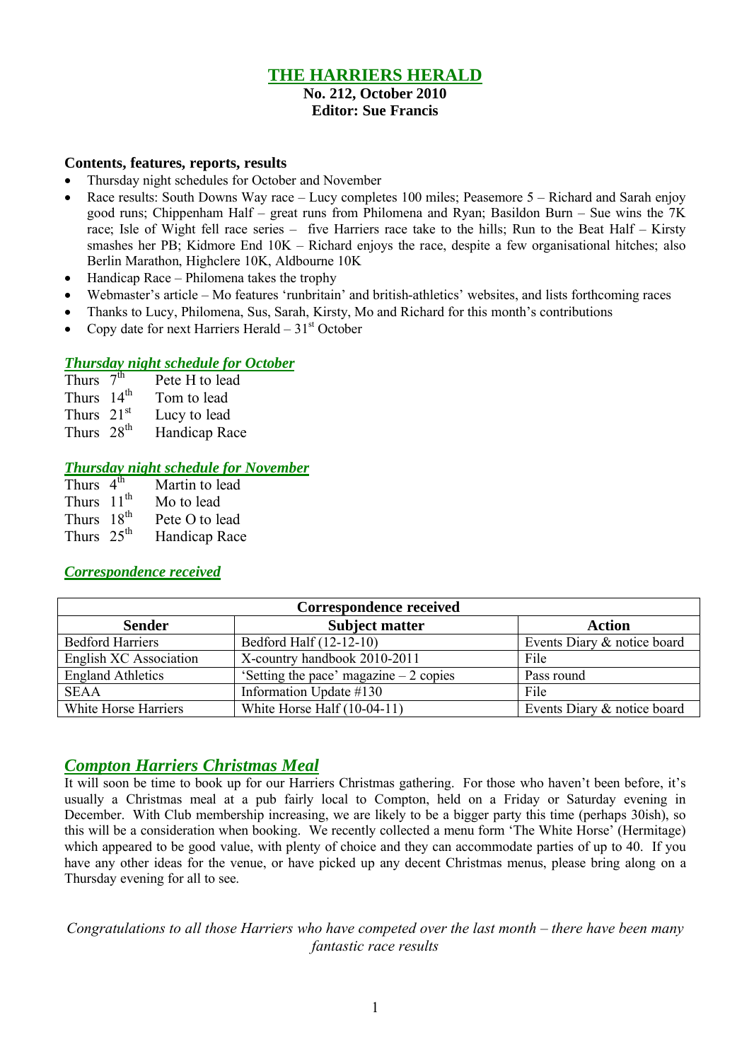# THE HARRIERS HERALD

**No. 212, October 2010**
**Editor: Sue Francis**

### Contents, features, reports, results

- Thursday night schedules for October and November
- Race results: South Downs Way race – Lucy completes 100 miles; Peasemore 5 – Richard and Sarah enjoy good runs; Chippenham Half – great runs from Philomena and Ryan; Basildon Burn – Sue wins the 7K race; Isle of Wight fell race series – five Harriers race take to the hills; Run to the Beat Half – Kirsty smashes her PB; Kidmore End 10K – Richard enjoys the race, despite a few organisational hitches; also Berlin Marathon, Highclere 10K, Aldbourne 10K
- Handicap Race – Philomena takes the trophy
- Webmaster's article – Mo features 'runbritain' and british-athletics' websites, and lists forthcoming races
- Thanks to Lucy, Philomena, Sus, Sarah, Kirsty, Mo and Richard for this month's contributions
- Copy date for next Harriers Herald – 31st October

## *Thursday night schedule for October*

Thurs 7th Pete H to lead
Thurs 14th Tom to lead
Thurs 21st Lucy to lead
Thurs 28th Handicap Race

## *Thursday night schedule for November*

Thurs 4th Martin to lead
Thurs 11th Mo to lead
Thurs 18th Pete O to lead
Thurs 25th Handicap Race

## *Correspondence received*

| Sender | Subject matter | Action |
|---|---|---|
| Bedford Harriers | Bedford Half (12-12-10) | Events Diary & notice board |
| English XC Association | X-country handbook 2010-2011 | File |
| England Athletics | 'Setting the pace' magazine – 2 copies | Pass round |
| SEAA | Information Update #130 | File |
| White Horse Harriers | White Horse Half (10-04-11) | Events Diary & notice board |

## *Compton Harriers Christmas Meal*

It will soon be time to book up for our Harriers Christmas gathering. For those who haven't been before, it's usually a Christmas meal at a pub fairly local to Compton, held on a Friday or Saturday evening in December. With Club membership increasing, we are likely to be a bigger party this time (perhaps 30ish), so this will be a consideration when booking. We recently collected a menu form 'The White Horse' (Hermitage) which appeared to be good value, with plenty of choice and they can accommodate parties of up to 40. If you have any other ideas for the venue, or have picked up any decent Christmas menus, please bring along on a Thursday evening for all to see.

*Congratulations to all those Harriers who have competed over the last month – there have been many fantastic race results*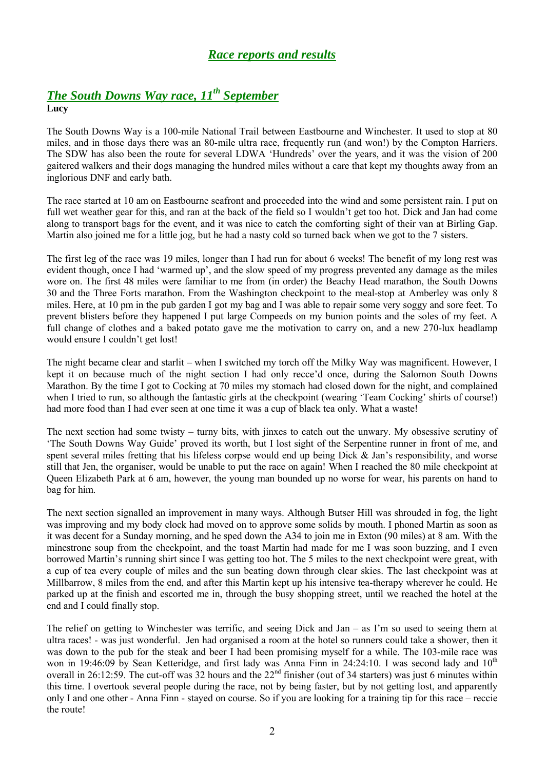## *Race reports and results*

### *The South Downs Way race, 11th September*

**Lucy**

The South Downs Way is a 100-mile National Trail between Eastbourne and Winchester. It used to stop at 80 miles, and in those days there was an 80-mile ultra race, frequently run (and won!) by the Compton Harriers. The SDW has also been the route for several LDWA 'Hundreds' over the years, and it was the vision of 200 gaitered walkers and their dogs managing the hundred miles without a care that kept my thoughts away from an inglorious DNF and early bath.

The race started at 10 am on Eastbourne seafront and proceeded into the wind and some persistent rain. I put on full wet weather gear for this, and ran at the back of the field so I wouldn't get too hot. Dick and Jan had come along to transport bags for the event, and it was nice to catch the comforting sight of their van at Birling Gap. Martin also joined me for a little jog, but he had a nasty cold so turned back when we got to the 7 sisters.

The first leg of the race was 19 miles, longer than I had run for about 6 weeks! The benefit of my long rest was evident though, once I had 'warmed up', and the slow speed of my progress prevented any damage as the miles wore on. The first 48 miles were familiar to me from (in order) the Beachy Head marathon, the South Downs 30 and the Three Forts marathon. From the Washington checkpoint to the meal-stop at Amberley was only 8 miles. Here, at 10 pm in the pub garden I got my bag and I was able to repair some very soggy and sore feet. To prevent blisters before they happened I put large Compeeds on my bunion points and the soles of my feet. A full change of clothes and a baked potato gave me the motivation to carry on, and a new 270-lux headlamp would ensure I couldn't get lost!

The night became clear and starlit – when I switched my torch off the Milky Way was magnificent. However, I kept it on because much of the night section I had only recce'd once, during the Salomon South Downs Marathon. By the time I got to Cocking at 70 miles my stomach had closed down for the night, and complained when I tried to run, so although the fantastic girls at the checkpoint (wearing 'Team Cocking' shirts of course!) had more food than I had ever seen at one time it was a cup of black tea only. What a waste!

The next section had some twisty – turny bits, with jinxes to catch out the unwary. My obsessive scrutiny of 'The South Downs Way Guide' proved its worth, but I lost sight of the Serpentine runner in front of me, and spent several miles fretting that his lifeless corpse would end up being Dick & Jan's responsibility, and worse still that Jen, the organiser, would be unable to put the race on again! When I reached the 80 mile checkpoint at Queen Elizabeth Park at 6 am, however, the young man bounded up no worse for wear, his parents on hand to bag for him.

The next section signalled an improvement in many ways. Although Butser Hill was shrouded in fog, the light was improving and my body clock had moved on to approve some solids by mouth. I phoned Martin as soon as it was decent for a Sunday morning, and he sped down the A34 to join me in Exton (90 miles) at 8 am. With the minestrone soup from the checkpoint, and the toast Martin had made for me I was soon buzzing, and I even borrowed Martin's running shirt since I was getting too hot. The 5 miles to the next checkpoint were great, with a cup of tea every couple of miles and the sun beating down through clear skies. The last checkpoint was at Millbarrow, 8 miles from the end, and after this Martin kept up his intensive tea-therapy wherever he could. He parked up at the finish and escorted me in, through the busy shopping street, until we reached the hotel at the end and I could finally stop.

The relief on getting to Winchester was terrific, and seeing Dick and Jan – as I'm so used to seeing them at ultra races! - was just wonderful. Jen had organised a room at the hotel so runners could take a shower, then it was down to the pub for the steak and beer I had been promising myself for a while. The 103-mile race was won in 19:46:09 by Sean Ketteridge, and first lady was Anna Finn in 24:24:10. I was second lady and 10th overall in 26:12:59. The cut-off was 32 hours and the 22nd finisher (out of 34 starters) was just 6 minutes within this time. I overtook several people during the race, not by being faster, but by not getting lost, and apparently only I and one other - Anna Finn - stayed on course. So if you are looking for a training tip for this race – reccie the route!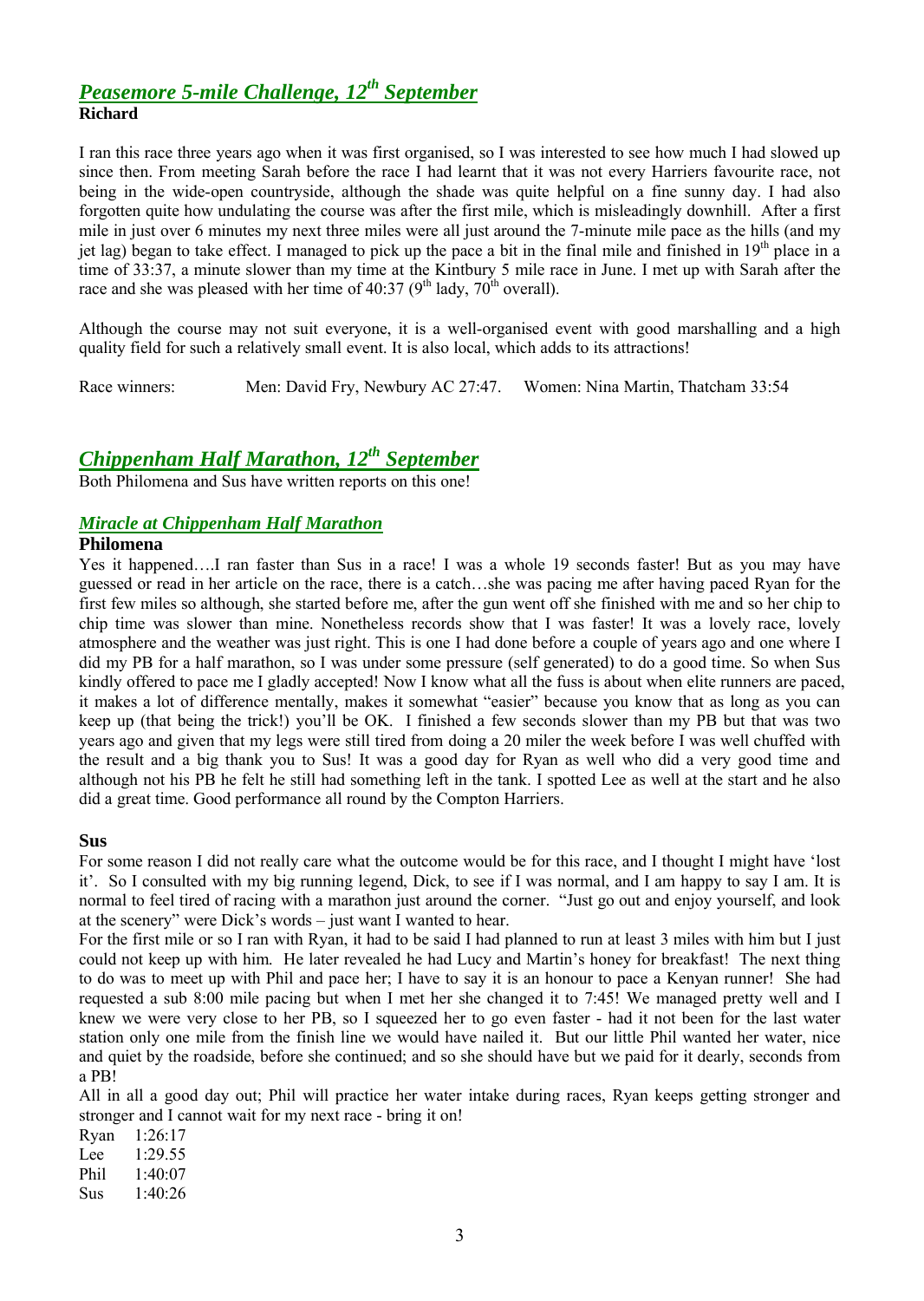## *Peasemore 5-mile Challenge, 12th September*

**Richard**

I ran this race three years ago when it was first organised, so I was interested to see how much I had slowed up since then. From meeting Sarah before the race I had learnt that it was not every Harriers favourite race, not being in the wide-open countryside, although the shade was quite helpful on a fine sunny day. I had also forgotten quite how undulating the course was after the first mile, which is misleadingly downhill. After a first mile in just over 6 minutes my next three miles were all just around the 7-minute mile pace as the hills (and my jet lag) began to take effect. I managed to pick up the pace a bit in the final mile and finished in 19th place in a time of 33:37, a minute slower than my time at the Kintbury 5 mile race in June. I met up with Sarah after the race and she was pleased with her time of 40:37 (9th lady, 70th overall).

Although the course may not suit everyone, it is a well-organised event with good marshalling and a high quality field for such a relatively small event. It is also local, which adds to its attractions!

Race winners: Men: David Fry, Newbury AC 27:47. Women: Nina Martin, Thatcham 33:54

## *Chippenham Half Marathon, 12th September*

Both Philomena and Sus have written reports on this one!

### *Miracle at Chippenham Half Marathon*

**Philomena**

Yes it happened….I ran faster than Sus in a race! I was a whole 19 seconds faster! But as you may have guessed or read in her article on the race, there is a catch…she was pacing me after having paced Ryan for the first few miles so although, she started before me, after the gun went off she finished with me and so her chip to chip time was slower than mine. Nonetheless records show that I was faster! It was a lovely race, lovely atmosphere and the weather was just right. This is one I had done before a couple of years ago and one where I did my PB for a half marathon, so I was under some pressure (self generated) to do a good time. So when Sus kindly offered to pace me I gladly accepted! Now I know what all the fuss is about when elite runners are paced, it makes a lot of difference mentally, makes it somewhat "easier" because you know that as long as you can keep up (that being the trick!) you'll be OK. I finished a few seconds slower than my PB but that was two years ago and given that my legs were still tired from doing a 20 miler the week before I was well chuffed with the result and a big thank you to Sus! It was a good day for Ryan as well who did a very good time and although not his PB he felt he still had something left in the tank. I spotted Lee as well at the start and he also did a great time. Good performance all round by the Compton Harriers.

**Sus**

For some reason I did not really care what the outcome would be for this race, and I thought I might have 'lost it'. So I consulted with my big running legend, Dick, to see if I was normal, and I am happy to say I am. It is normal to feel tired of racing with a marathon just around the corner. "Just go out and enjoy yourself, and look at the scenery" were Dick's words – just want I wanted to hear.

For the first mile or so I ran with Ryan, it had to be said I had planned to run at least 3 miles with him but I just could not keep up with him. He later revealed he had Lucy and Martin's honey for breakfast! The next thing to do was to meet up with Phil and pace her; I have to say it is an honour to pace a Kenyan runner! She had requested a sub 8:00 mile pacing but when I met her she changed it to 7:45! We managed pretty well and I knew we were very close to her PB, so I squeezed her to go even faster - had it not been for the last water station only one mile from the finish line we would have nailed it. But our little Phil wanted her water, nice and quiet by the roadside, before she continued; and so she should have but we paid for it dearly, seconds from a PB!

All in all a good day out; Phil will practice her water intake during races, Ryan keeps getting stronger and stronger and I cannot wait for my next race - bring it on!

| | |
|---|---|
| Ryan | 1:26:17 |
| Lee | 1:29.55 |
| Phil | 1:40:07 |
| Sus | 1:40:26 |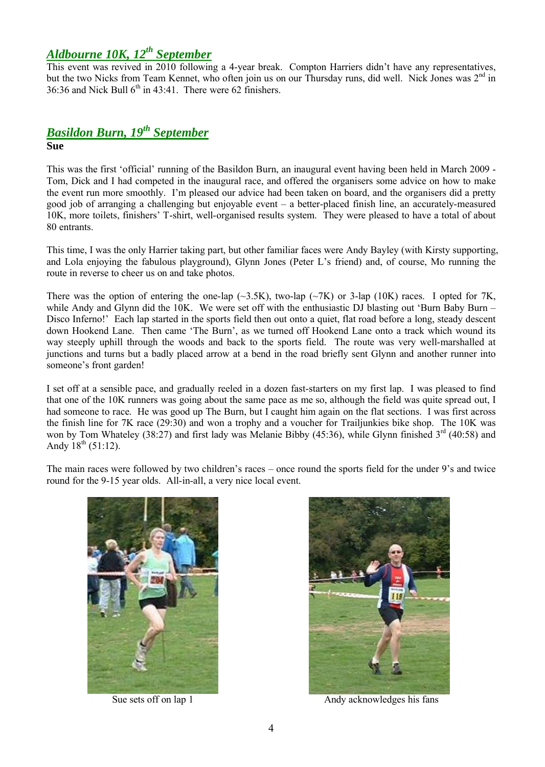## *Aldbourne 10K, 12th September*

This event was revived in 2010 following a 4-year break. Compton Harriers didn't have any representatives, but the two Nicks from Team Kennet, who often join us on our Thursday runs, did well. Nick Jones was 2nd in 36:36 and Nick Bull 6th in 43:41. There were 62 finishers.

## *Basildon Burn, 19th September*

**Sue**

This was the first 'official' running of the Basildon Burn, an inaugural event having been held in March 2009 - Tom, Dick and I had competed in the inaugural race, and offered the organisers some advice on how to make the event run more smoothly. I'm pleased our advice had been taken on board, and the organisers did a pretty good job of arranging a challenging but enjoyable event – a better-placed finish line, an accurately-measured 10K, more toilets, finishers' T-shirt, well-organised results system. They were pleased to have a total of about 80 entrants.

This time, I was the only Harrier taking part, but other familiar faces were Andy Bayley (with Kirsty supporting, and Lola enjoying the fabulous playground), Glynn Jones (Peter L's friend) and, of course, Mo running the route in reverse to cheer us on and take photos.

There was the option of entering the one-lap (~3.5K), two-lap (~7K) or 3-lap (10K) races. I opted for 7K, while Andy and Glynn did the 10K. We were set off with the enthusiastic DJ blasting out 'Burn Baby Burn – Disco Inferno!' Each lap started in the sports field then out onto a quiet, flat road before a long, steady descent down Hookend Lane. Then came 'The Burn', as we turned off Hookend Lane onto a track which wound its way steeply uphill through the woods and back to the sports field. The route was very well-marshalled at junctions and turns but a badly placed arrow at a bend in the road briefly sent Glynn and another runner into someone's front garden!

I set off at a sensible pace, and gradually reeled in a dozen fast-starters on my first lap. I was pleased to find that one of the 10K runners was going about the same pace as me so, although the field was quite spread out, I had someone to race. He was good up The Burn, but I caught him again on the flat sections. I was first across the finish line for 7K race (29:30) and won a trophy and a voucher for Trailjunkies bike shop. The 10K was won by Tom Whateley (38:27) and first lady was Melanie Bibby (45:36), while Glynn finished 3rd (40:58) and Andy 18th (51:12).

The main races were followed by two children's races – once round the sports field for the under 9's and twice round for the 9-15 year olds. All-in-all, a very nice local event.

Sue sets off on lap 1

Andy acknowledges his fans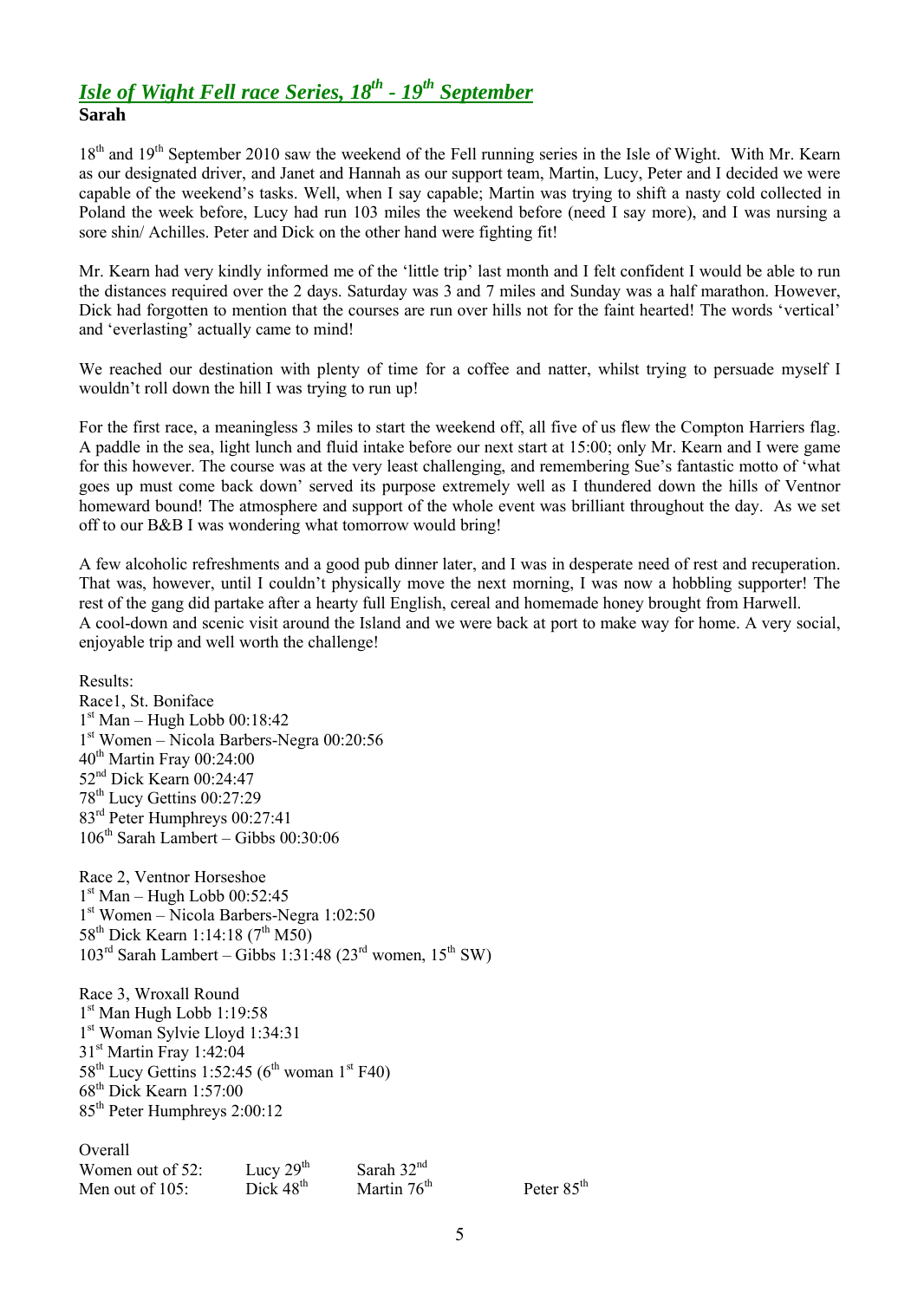## *Isle of Wight Fell race Series, 18th - 19th September*

**Sarah**

18th and 19th September 2010 saw the weekend of the Fell running series in the Isle of Wight. With Mr. Kearn as our designated driver, and Janet and Hannah as our support team, Martin, Lucy, Peter and I decided we were capable of the weekend's tasks. Well, when I say capable; Martin was trying to shift a nasty cold collected in Poland the week before, Lucy had run 103 miles the weekend before (need I say more), and I was nursing a sore shin/ Achilles. Peter and Dick on the other hand were fighting fit!

Mr. Kearn had very kindly informed me of the 'little trip' last month and I felt confident I would be able to run the distances required over the 2 days. Saturday was 3 and 7 miles and Sunday was a half marathon. However, Dick had forgotten to mention that the courses are run over hills not for the faint hearted! The words 'vertical' and 'everlasting' actually came to mind!

We reached our destination with plenty of time for a coffee and natter, whilst trying to persuade myself I wouldn't roll down the hill I was trying to run up!

For the first race, a meaningless 3 miles to start the weekend off, all five of us flew the Compton Harriers flag. A paddle in the sea, light lunch and fluid intake before our next start at 15:00; only Mr. Kearn and I were game for this however. The course was at the very least challenging, and remembering Sue's fantastic motto of 'what goes up must come back down' served its purpose extremely well as I thundered down the hills of Ventnor homeward bound! The atmosphere and support of the whole event was brilliant throughout the day. As we set off to our B&B I was wondering what tomorrow would bring!

A few alcoholic refreshments and a good pub dinner later, and I was in desperate need of rest and recuperation. That was, however, until I couldn't physically move the next morning, I was now a hobbling supporter! The rest of the gang did partake after a hearty full English, cereal and homemade honey brought from Harwell.
A cool-down and scenic visit around the Island and we were back at port to make way for home. A very social, enjoyable trip and well worth the challenge!

Results:
Race1, St. Boniface
1st Man – Hugh Lobb 00:18:42
1st Women – Nicola Barbers-Negra 00:20:56
40th Martin Fray 00:24:00
52nd Dick Kearn 00:24:47
78th Lucy Gettins 00:27:29
83rd Peter Humphreys 00:27:41
106th Sarah Lambert – Gibbs 00:30:06

Race 2, Ventnor Horseshoe
1st Man – Hugh Lobb 00:52:45
1st Women – Nicola Barbers-Negra 1:02:50
58th Dick Kearn 1:14:18 (7th M50)
103rd Sarah Lambert – Gibbs 1:31:48 (23rd women, 15th SW)

Race 3, Wroxall Round
1st Man Hugh Lobb 1:19:58
1st Woman Sylvie Lloyd 1:34:31
31st Martin Fray 1:42:04
58th Lucy Gettins 1:52:45 (6th woman 1st F40)
68th Dick Kearn 1:57:00
85th Peter Humphreys 2:00:12

Overall

| | | | |
|---|---|---|---|
| Women out of 52: | Lucy 29th | Sarah 32nd | |
| Men out of 105: | Dick 48th | Martin 76th | Peter 85th |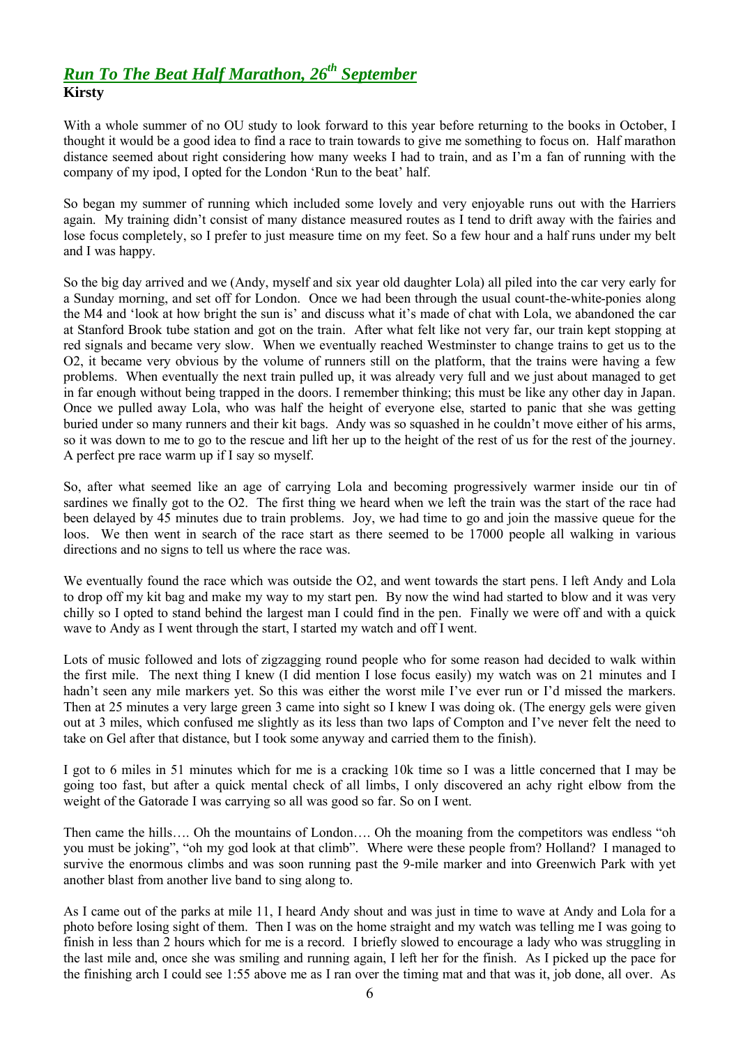## *Run To The Beat Half Marathon, 26th September*

**Kirsty**

With a whole summer of no OU study to look forward to this year before returning to the books in October, I thought it would be a good idea to find a race to train towards to give me something to focus on. Half marathon distance seemed about right considering how many weeks I had to train, and as I'm a fan of running with the company of my ipod, I opted for the London 'Run to the beat' half.

So began my summer of running which included some lovely and very enjoyable runs out with the Harriers again. My training didn't consist of many distance measured routes as I tend to drift away with the fairies and lose focus completely, so I prefer to just measure time on my feet. So a few hour and a half runs under my belt and I was happy.

So the big day arrived and we (Andy, myself and six year old daughter Lola) all piled into the car very early for a Sunday morning, and set off for London. Once we had been through the usual count-the-white-ponies along the M4 and 'look at how bright the sun is' and discuss what it's made of chat with Lola, we abandoned the car at Stanford Brook tube station and got on the train. After what felt like not very far, our train kept stopping at red signals and became very slow. When we eventually reached Westminster to change trains to get us to the O2, it became very obvious by the volume of runners still on the platform, that the trains were having a few problems. When eventually the next train pulled up, it was already very full and we just about managed to get in far enough without being trapped in the doors. I remember thinking; this must be like any other day in Japan. Once we pulled away Lola, who was half the height of everyone else, started to panic that she was getting buried under so many runners and their kit bags. Andy was so squashed in he couldn't move either of his arms, so it was down to me to go to the rescue and lift her up to the height of the rest of us for the rest of the journey. A perfect pre race warm up if I say so myself.

So, after what seemed like an age of carrying Lola and becoming progressively warmer inside our tin of sardines we finally got to the O2. The first thing we heard when we left the train was the start of the race had been delayed by 45 minutes due to train problems. Joy, we had time to go and join the massive queue for the loos. We then went in search of the race start as there seemed to be 17000 people all walking in various directions and no signs to tell us where the race was.

We eventually found the race which was outside the O2, and went towards the start pens. I left Andy and Lola to drop off my kit bag and make my way to my start pen. By now the wind had started to blow and it was very chilly so I opted to stand behind the largest man I could find in the pen. Finally we were off and with a quick wave to Andy as I went through the start, I started my watch and off I went.

Lots of music followed and lots of zigzagging round people who for some reason had decided to walk within the first mile. The next thing I knew (I did mention I lose focus easily) my watch was on 21 minutes and I hadn't seen any mile markers yet. So this was either the worst mile I've ever run or I'd missed the markers. Then at 25 minutes a very large green 3 came into sight so I knew I was doing ok. (The energy gels were given out at 3 miles, which confused me slightly as its less than two laps of Compton and I've never felt the need to take on Gel after that distance, but I took some anyway and carried them to the finish).

I got to 6 miles in 51 minutes which for me is a cracking 10k time so I was a little concerned that I may be going too fast, but after a quick mental check of all limbs, I only discovered an achy right elbow from the weight of the Gatorade I was carrying so all was good so far. So on I went.

Then came the hills…. Oh the mountains of London…. Oh the moaning from the competitors was endless "oh you must be joking", "oh my god look at that climb". Where were these people from? Holland? I managed to survive the enormous climbs and was soon running past the 9-mile marker and into Greenwich Park with yet another blast from another live band to sing along to.

As I came out of the parks at mile 11, I heard Andy shout and was just in time to wave at Andy and Lola for a photo before losing sight of them. Then I was on the home straight and my watch was telling me I was going to finish in less than 2 hours which for me is a record. I briefly slowed to encourage a lady who was struggling in the last mile and, once she was smiling and running again, I left her for the finish. As I picked up the pace for the finishing arch I could see 1:55 above me as I ran over the timing mat and that was it, job done, all over. As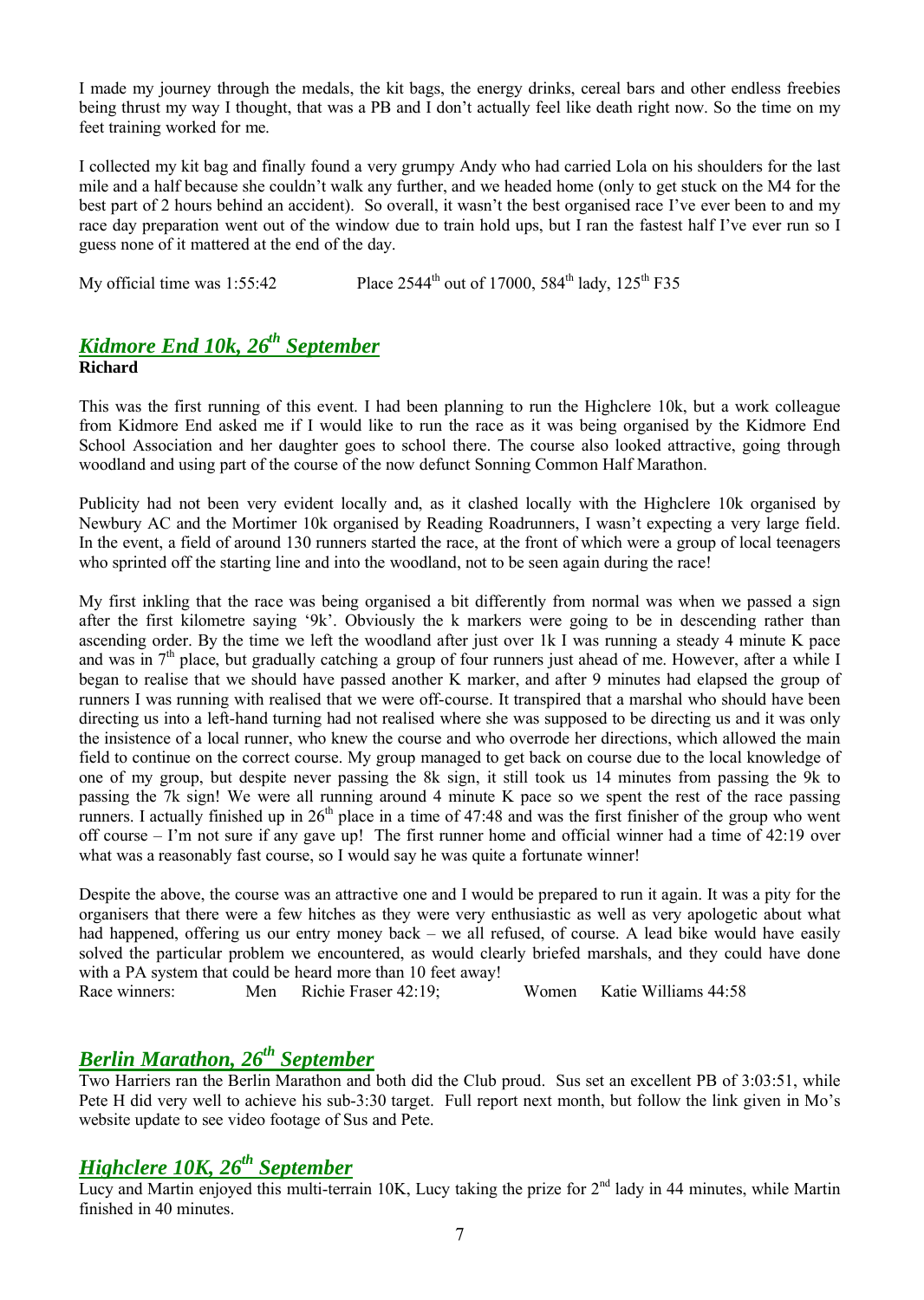I made my journey through the medals, the kit bags, the energy drinks, cereal bars and other endless freebies being thrust my way I thought, that was a PB and I don't actually feel like death right now. So the time on my feet training worked for me.

I collected my kit bag and finally found a very grumpy Andy who had carried Lola on his shoulders for the last mile and a half because she couldn't walk any further, and we headed home (only to get stuck on the M4 for the best part of 2 hours behind an accident). So overall, it wasn't the best organised race I've ever been to and my race day preparation went out of the window due to train hold ups, but I ran the fastest half I've ever run so I guess none of it mattered at the end of the day.

My official time was 1:55:42 Place 2544th out of 17000, 584th lady, 125th F35

## *Kidmore End 10k, 26th September*

**Richard**

This was the first running of this event. I had been planning to run the Highclere 10k, but a work colleague from Kidmore End asked me if I would like to run the race as it was being organised by the Kidmore End School Association and her daughter goes to school there. The course also looked attractive, going through woodland and using part of the course of the now defunct Sonning Common Half Marathon.

Publicity had not been very evident locally and, as it clashed locally with the Highclere 10k organised by Newbury AC and the Mortimer 10k organised by Reading Roadrunners, I wasn't expecting a very large field. In the event, a field of around 130 runners started the race, at the front of which were a group of local teenagers who sprinted off the starting line and into the woodland, not to be seen again during the race!

My first inkling that the race was being organised a bit differently from normal was when we passed a sign after the first kilometre saying '9k'. Obviously the k markers were going to be in descending rather than ascending order. By the time we left the woodland after just over 1k I was running a steady 4 minute K pace and was in 7th place, but gradually catching a group of four runners just ahead of me. However, after a while I began to realise that we should have passed another K marker, and after 9 minutes had elapsed the group of runners I was running with realised that we were off-course. It transpired that a marshal who should have been directing us into a left-hand turning had not realised where she was supposed to be directing us and it was only the insistence of a local runner, who knew the course and who overrode her directions, which allowed the main field to continue on the correct course. My group managed to get back on course due to the local knowledge of one of my group, but despite never passing the 8k sign, it still took us 14 minutes from passing the 9k to passing the 7k sign! We were all running around 4 minute K pace so we spent the rest of the race passing runners. I actually finished up in 26th place in a time of 47:48 and was the first finisher of the group who went off course – I'm not sure if any gave up! The first runner home and official winner had a time of 42:19 over what was a reasonably fast course, so I would say he was quite a fortunate winner!

Despite the above, the course was an attractive one and I would be prepared to run it again. It was a pity for the organisers that there were a few hitches as they were very enthusiastic as well as very apologetic about what had happened, offering us our entry money back – we all refused, of course. A lead bike would have easily solved the particular problem we encountered, as would clearly briefed marshals, and they could have done with a PA system that could be heard more than 10 feet away!

Race winners: Men Richie Fraser 42:19; Women Katie Williams 44:58

## *Berlin Marathon, 26th September*

Two Harriers ran the Berlin Marathon and both did the Club proud. Sus set an excellent PB of 3:03:51, while Pete H did very well to achieve his sub-3:30 target. Full report next month, but follow the link given in Mo's website update to see video footage of Sus and Pete.

## *Highclere 10K, 26th September*

Lucy and Martin enjoyed this multi-terrain 10K, Lucy taking the prize for 2nd lady in 44 minutes, while Martin finished in 40 minutes.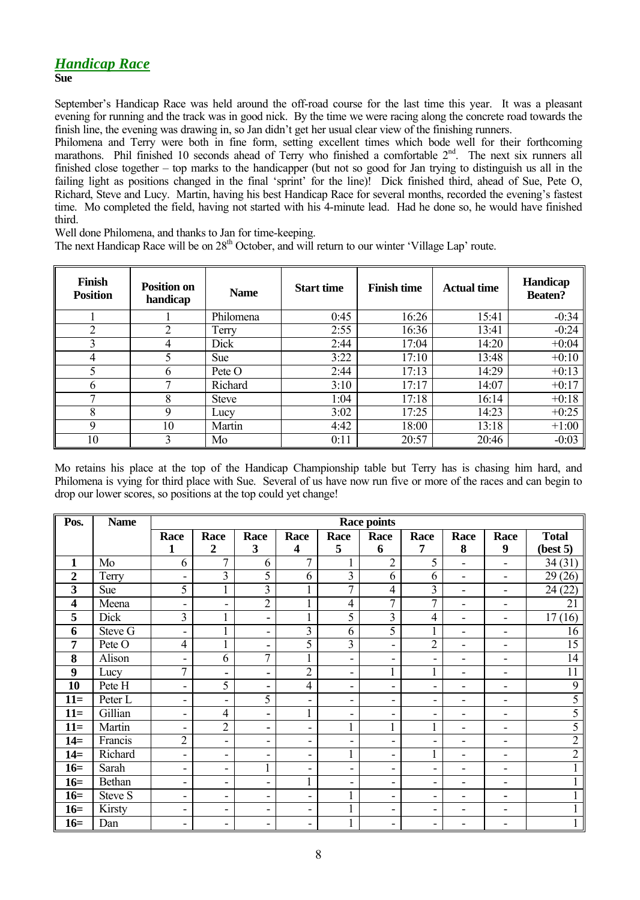## *Handicap Race*

**Sue**

September's Handicap Race was held around the off-road course for the last time this year. It was a pleasant evening for running and the track was in good nick. By the time we were racing along the concrete road towards the finish line, the evening was drawing in, so Jan didn't get her usual clear view of the finishing runners.

Philomena and Terry were both in fine form, setting excellent times which bode well for their forthcoming marathons. Phil finished 10 seconds ahead of Terry who finished a comfortable 2nd. The next six runners all finished close together – top marks to the handicapper (but not so good for Jan trying to distinguish us all in the failing light as positions changed in the final 'sprint' for the line)! Dick finished third, ahead of Sue, Pete O, Richard, Steve and Lucy. Martin, having his best Handicap Race for several months, recorded the evening's fastest time. Mo completed the field, having not started with his 4-minute lead. Had he done so, he would have finished third.

Well done Philomena, and thanks to Jan for time-keeping.

The next Handicap Race will be on 28th October, and will return to our winter 'Village Lap' route.

| Finish Position | Position on handicap | Name | Start time | Finish time | Actual time | Handicap Beaten? |
|---|---|---|---|---|---|---|
| 1 | 1 | Philomena | 0:45 | 16:26 | 15:41 | -0:34 |
| 2 | 2 | Terry | 2:55 | 16:36 | 13:41 | -0:24 |
| 3 | 4 | Dick | 2:44 | 17:04 | 14:20 | +0:04 |
| 4 | 5 | Sue | 3:22 | 17:10 | 13:48 | +0:10 |
| 5 | 6 | Pete O | 2:44 | 17:13 | 14:29 | +0:13 |
| 6 | 7 | Richard | 3:10 | 17:17 | 14:07 | +0:17 |
| 7 | 8 | Steve | 1:04 | 17:18 | 16:14 | +0:18 |
| 8 | 9 | Lucy | 3:02 | 17:25 | 14:23 | +0:25 |
| 9 | 10 | Martin | 4:42 | 18:00 | 13:18 | +1:00 |
| 10 | 3 | Mo | 0:11 | 20:57 | 20:46 | -0:03 |

Mo retains his place at the top of the Handicap Championship table but Terry has is chasing him hard, and Philomena is vying for third place with Sue. Several of us have now run five or more of the races and can begin to drop our lower scores, so positions at the top could yet change!

| Pos. | Name | Race points | | | | | | | | | |
|---|---|---|---|---|---|---|---|---|---|---|---|
| | | Race 1 | Race 2 | Race 3 | Race 4 | Race 5 | Race 6 | Race 7 | Race 8 | Race 9 | Total (best 5) |
| **1** | Mo | 6 | 7 | 6 | 7 | 1 | 2 | 5 | - | - | 34 (31) |
| **2** | Terry | - | 3 | 5 | 6 | 3 | 6 | 6 | - | - | 29 (26) |
| **3** | Sue | 5 | 1 | 3 | 1 | 7 | 4 | 3 | - | - | 24 (22) |
| **4** | Meena | - | - | 2 | 1 | 4 | 7 | 7 | - | - | 21 |
| **5** | Dick | 3 | 1 | - | 1 | 5 | 3 | 4 | - | - | 17 (16) |
| **6** | Steve G | - | 1 | - | 3 | 6 | 5 | 1 | - | - | 16 |
| **7** | Pete O | 4 | 1 | - | 5 | 3 | - | 2 | - | - | 15 |
| **8** | Alison | - | 6 | 7 | 1 | - | - | - | - | - | 14 |
| **9** | Lucy | 7 | - | - | 2 | - | 1 | 1 | - | - | 11 |
| **10** | Pete H | - | 5 | - | 4 | - | - | - | - | - | 9 |
| **11=** | Peter L | - | - | 5 | - | - | - | - | - | - | 5 |
| **11=** | Gillian | - | 4 | - | 1 | - | - | - | - | - | 5 |
| **11=** | Martin | - | 2 | - | - | 1 | 1 | 1 | - | - | 5 |
| **14=** | Francis | 2 | - | - | - | - | - | - | - | - | 2 |
| **14=** | Richard | - | - | - | - | 1 | - | 1 | - | - | 2 |
| **16=** | Sarah | - | - | 1 | - | - | - | - | - | - | 1 |
| **16=** | Bethan | - | - | - | 1 | - | - | - | - | - | 1 |
| **16=** | Steve S | - | - | - | - | 1 | - | - | - | - | 1 |
| **16=** | Kirsty | - | - | - | - | 1 | - | - | - | - | 1 |
| **16=** | Dan | - | - | - | - | 1 | - | - | - | - | 1 |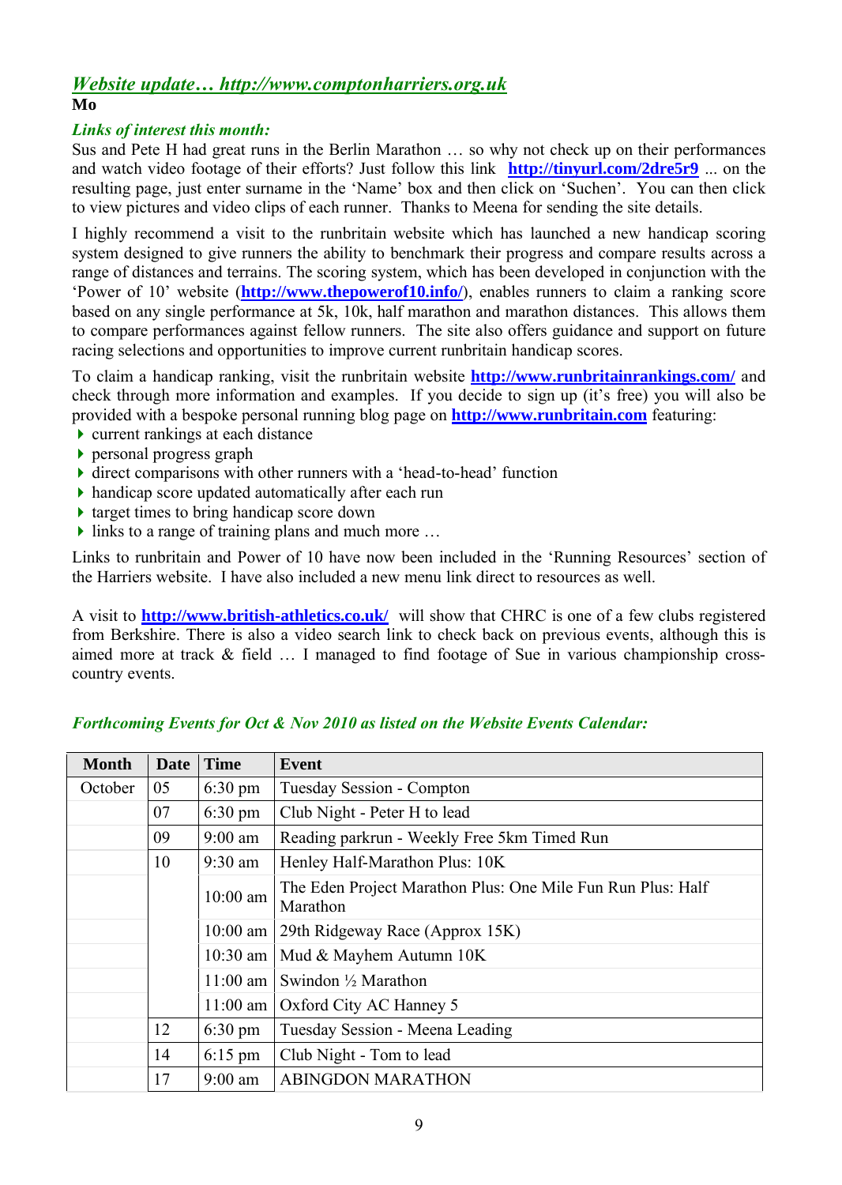## *Website update… http://www.comptonharriers.org.uk*

**Mo**

### *Links of interest this month:*

Sus and Pete H had great runs in the Berlin Marathon … so why not check up on their performances and watch video footage of their efforts? Just follow this link **http://tinyurl.com/2dre5r9** ... on the resulting page, just enter surname in the 'Name' box and then click on 'Suchen'. You can then click to view pictures and video clips of each runner. Thanks to Meena for sending the site details.

I highly recommend a visit to the runbritain website which has launched a new handicap scoring system designed to give runners the ability to benchmark their progress and compare results across a range of distances and terrains. The scoring system, which has been developed in conjunction with the 'Power of 10' website (**http://www.thepowerof10.info/**), enables runners to claim a ranking score based on any single performance at 5k, 10k, half marathon and marathon distances. This allows them to compare performances against fellow runners. The site also offers guidance and support on future racing selections and opportunities to improve current runbritain handicap scores.

To claim a handicap ranking, visit the runbritain website **http://www.runbritainrankings.com/** and check through more information and examples. If you decide to sign up (it's free) you will also be provided with a bespoke personal running blog page on **http://www.runbritain.com** featuring:

- current rankings at each distance
- personal progress graph
- direct comparisons with other runners with a 'head-to-head' function
- handicap score updated automatically after each run
- target times to bring handicap score down
- links to a range of training plans and much more …

Links to runbritain and Power of 10 have now been included in the 'Running Resources' section of the Harriers website. I have also included a new menu link direct to resources as well.

A visit to **http://www.british-athletics.co.uk/** will show that CHRC is one of a few clubs registered from Berkshire. There is also a video search link to check back on previous events, although this is aimed more at track & field … I managed to find footage of Sue in various championship cross-country events.

### *Forthcoming Events for Oct & Nov 2010 as listed on the Website Events Calendar:*

| Month | Date | Time | Event |
|---|---|---|---|
| October | 05 | 6:30 pm | Tuesday Session - Compton |
| | 07 | 6:30 pm | Club Night - Peter H to lead |
| | 09 | 9:00 am | Reading parkrun - Weekly Free 5km Timed Run |
| | 10 | 9:30 am | Henley Half-Marathon Plus: 10K |
| | | 10:00 am | The Eden Project Marathon Plus: One Mile Fun Run Plus: Half Marathon |
| | | 10:00 am | 29th Ridgeway Race (Approx 15K) |
| | | 10:30 am | Mud & Mayhem Autumn 10K |
| | | 11:00 am | Swindon ½ Marathon |
| | | 11:00 am | Oxford City AC Hanney 5 |
| | 12 | 6:30 pm | Tuesday Session - Meena Leading |
| | 14 | 6:15 pm | Club Night - Tom to lead |
| | 17 | 9:00 am | ABINGDON MARATHON |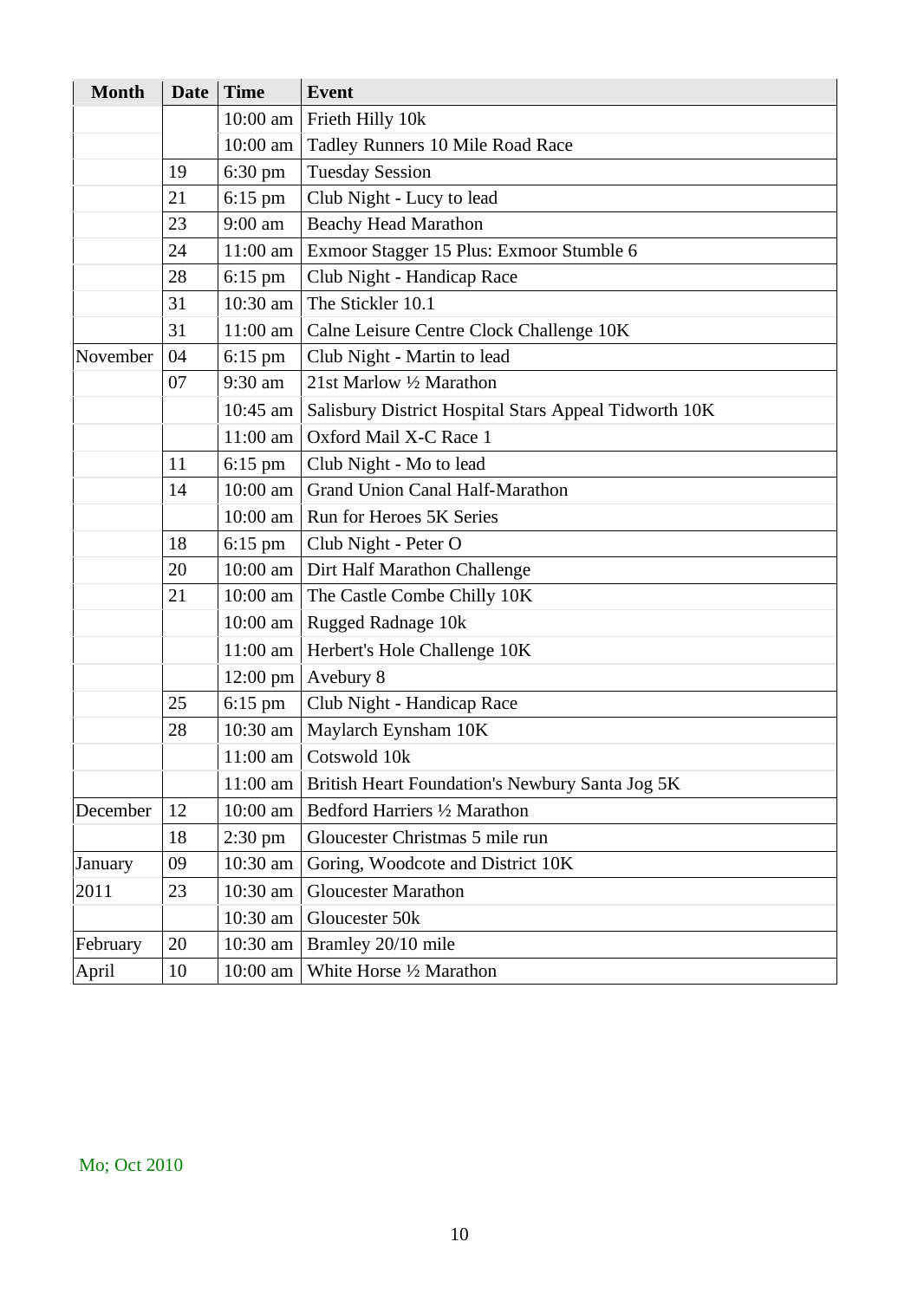| Month | Date | Time | Event |
|---|---|---|---|
| | | 10:00 am | Frieth Hilly 10k |
| | | 10:00 am | Tadley Runners 10 Mile Road Race |
| | 19 | 6:30 pm | Tuesday Session |
| | 21 | 6:15 pm | Club Night - Lucy to lead |
| | 23 | 9:00 am | Beachy Head Marathon |
| | 24 | 11:00 am | Exmoor Stagger 15 Plus: Exmoor Stumble 6 |
| | 28 | 6:15 pm | Club Night - Handicap Race |
| | 31 | 10:30 am | The Stickler 10.1 |
| | 31 | 11:00 am | Calne Leisure Centre Clock Challenge 10K |
| November | 04 | 6:15 pm | Club Night - Martin to lead |
| | 07 | 9:30 am | 21st Marlow ½ Marathon |
| | | 10:45 am | Salisbury District Hospital Stars Appeal Tidworth 10K |
| | | 11:00 am | Oxford Mail X-C Race 1 |
| | 11 | 6:15 pm | Club Night - Mo to lead |
| | 14 | 10:00 am | Grand Union Canal Half-Marathon |
| | | 10:00 am | Run for Heroes 5K Series |
| | 18 | 6:15 pm | Club Night - Peter O |
| | 20 | 10:00 am | Dirt Half Marathon Challenge |
| | 21 | 10:00 am | The Castle Combe Chilly 10K |
| | | 10:00 am | Rugged Radnage 10k |
| | | 11:00 am | Herbert's Hole Challenge 10K |
| | | 12:00 pm | Avebury 8 |
| | 25 | 6:15 pm | Club Night - Handicap Race |
| | 28 | 10:30 am | Maylarch Eynsham 10K |
| | | 11:00 am | Cotswold 10k |
| | | 11:00 am | British Heart Foundation's Newbury Santa Jog 5K |
| December | 12 | 10:00 am | Bedford Harriers ½ Marathon |
| | 18 | 2:30 pm | Gloucester Christmas 5 mile run |
| January | 09 | 10:30 am | Goring, Woodcote and District 10K |
| 2011 | 23 | 10:30 am | Gloucester Marathon |
| | | 10:30 am | Gloucester 50k |
| February | 20 | 10:30 am | Bramley 20/10 mile |
| April | 10 | 10:00 am | White Horse ½ Marathon |

Mo; Oct 2010